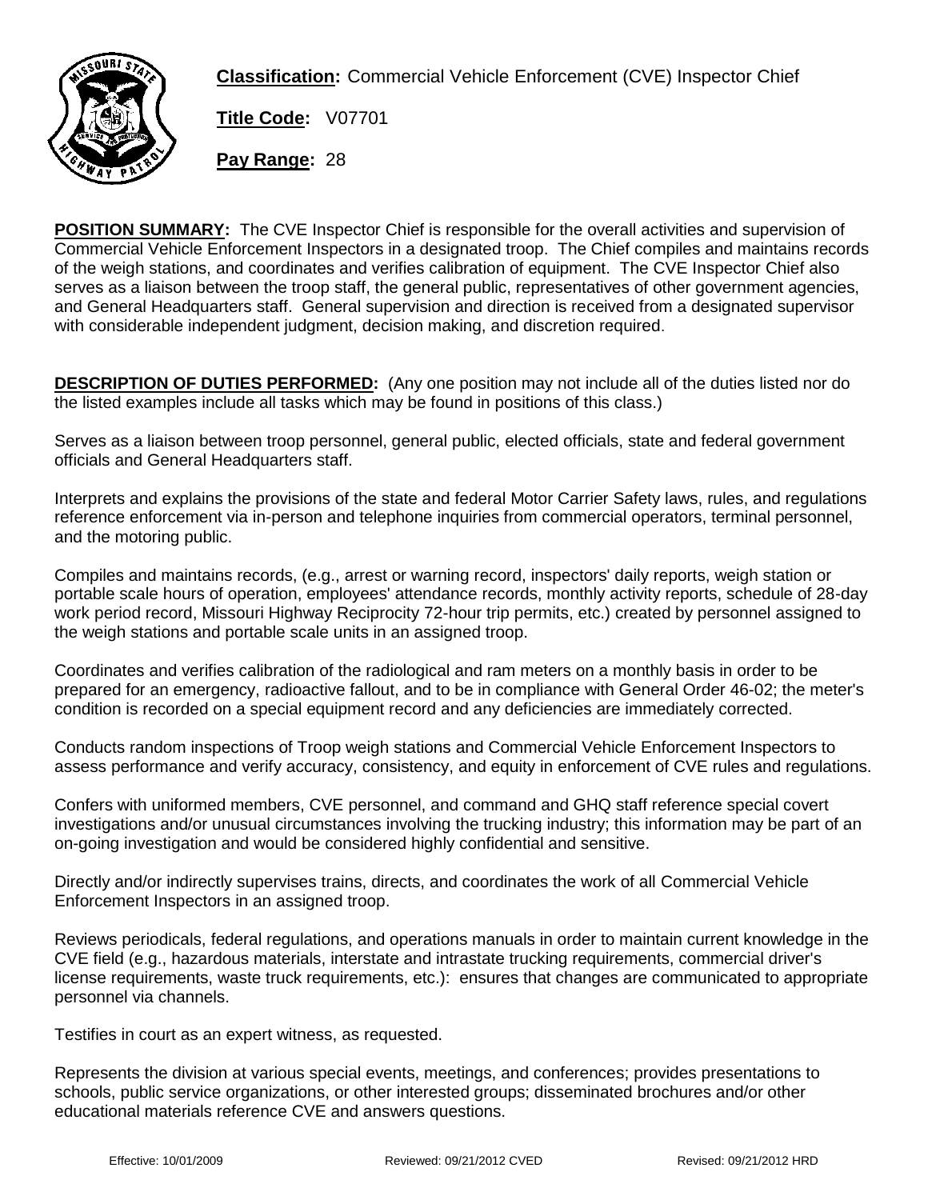**Classification:** Commercial Vehicle Enforcement (CVE) Inspector Chief

**Title Code:** V07701

**Pay Range:** 28

**POSITION SUMMARY:** The CVE Inspector Chief is responsible for the overall activities and supervision of Commercial Vehicle Enforcement Inspectors in a designated troop. The Chief compiles and maintains records of the weigh stations, and coordinates and verifies calibration of equipment. The CVE Inspector Chief also serves as a liaison between the troop staff, the general public, representatives of other government agencies, and General Headquarters staff. General supervision and direction is received from a designated supervisor with considerable independent judgment, decision making, and discretion required.

**DESCRIPTION OF DUTIES PERFORMED:** (Any one position may not include all of the duties listed nor do the listed examples include all tasks which may be found in positions of this class.)

Serves as a liaison between troop personnel, general public, elected officials, state and federal government officials and General Headquarters staff.

Interprets and explains the provisions of the state and federal Motor Carrier Safety laws, rules, and regulations reference enforcement via in-person and telephone inquiries from commercial operators, terminal personnel, and the motoring public.

Compiles and maintains records, (e.g., arrest or warning record, inspectors' daily reports, weigh station or portable scale hours of operation, employees' attendance records, monthly activity reports, schedule of 28-day work period record, Missouri Highway Reciprocity 72-hour trip permits, etc.) created by personnel assigned to the weigh stations and portable scale units in an assigned troop.

Coordinates and verifies calibration of the radiological and ram meters on a monthly basis in order to be prepared for an emergency, radioactive fallout, and to be in compliance with General Order 46-02; the meter's condition is recorded on a special equipment record and any deficiencies are immediately corrected.

Conducts random inspections of Troop weigh stations and Commercial Vehicle Enforcement Inspectors to assess performance and verify accuracy, consistency, and equity in enforcement of CVE rules and regulations.

Confers with uniformed members, CVE personnel, and command and GHQ staff reference special covert investigations and/or unusual circumstances involving the trucking industry; this information may be part of an on-going investigation and would be considered highly confidential and sensitive.

Directly and/or indirectly supervises trains, directs, and coordinates the work of all Commercial Vehicle Enforcement Inspectors in an assigned troop.

Reviews periodicals, federal regulations, and operations manuals in order to maintain current knowledge in the CVE field (e.g., hazardous materials, interstate and intrastate trucking requirements, commercial driver's license requirements, waste truck requirements, etc.): ensures that changes are communicated to appropriate personnel via channels.

Testifies in court as an expert witness, as requested.

Represents the division at various special events, meetings, and conferences; provides presentations to schools, public service organizations, or other interested groups; disseminated brochures and/or other educational materials reference CVE and answers questions.

Effective: 10/01/2009 Reviewed: 09/21/2012 CVED Revised: 09/21/2012 HRD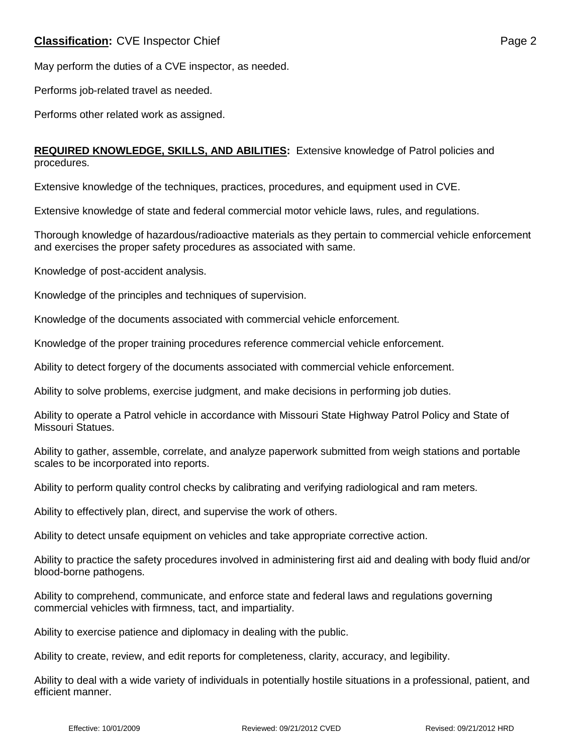May perform the duties of a CVE inspector, as needed.

Performs job-related travel as needed.

Performs other related work as assigned.

**REQUIRED KNOWLEDGE, SKILLS, AND ABILITIES:** Extensive knowledge of Patrol policies and procedures.

Extensive knowledge of the techniques, practices, procedures, and equipment used in CVE.

Extensive knowledge of state and federal commercial motor vehicle laws, rules, and regulations.

Thorough knowledge of hazardous/radioactive materials as they pertain to commercial vehicle enforcement and exercises the proper safety procedures as associated with same.

Knowledge of post-accident analysis.

Knowledge of the principles and techniques of supervision.

Knowledge of the documents associated with commercial vehicle enforcement.

Knowledge of the proper training procedures reference commercial vehicle enforcement.

Ability to detect forgery of the documents associated with commercial vehicle enforcement.

Ability to solve problems, exercise judgment, and make decisions in performing job duties.

Ability to operate a Patrol vehicle in accordance with Missouri State Highway Patrol Policy and State of Missouri Statues.

Ability to gather, assemble, correlate, and analyze paperwork submitted from weigh stations and portable scales to be incorporated into reports.

Ability to perform quality control checks by calibrating and verifying radiological and ram meters.

Ability to effectively plan, direct, and supervise the work of others.

Ability to detect unsafe equipment on vehicles and take appropriate corrective action.

Ability to practice the safety procedures involved in administering first aid and dealing with body fluid and/or blood-borne pathogens.

Ability to comprehend, communicate, and enforce state and federal laws and regulations governing commercial vehicles with firmness, tact, and impartiality.

Ability to exercise patience and diplomacy in dealing with the public.

Ability to create, review, and edit reports for completeness, clarity, accuracy, and legibility.

Ability to deal with a wide variety of individuals in potentially hostile situations in a professional, patient, and efficient manner.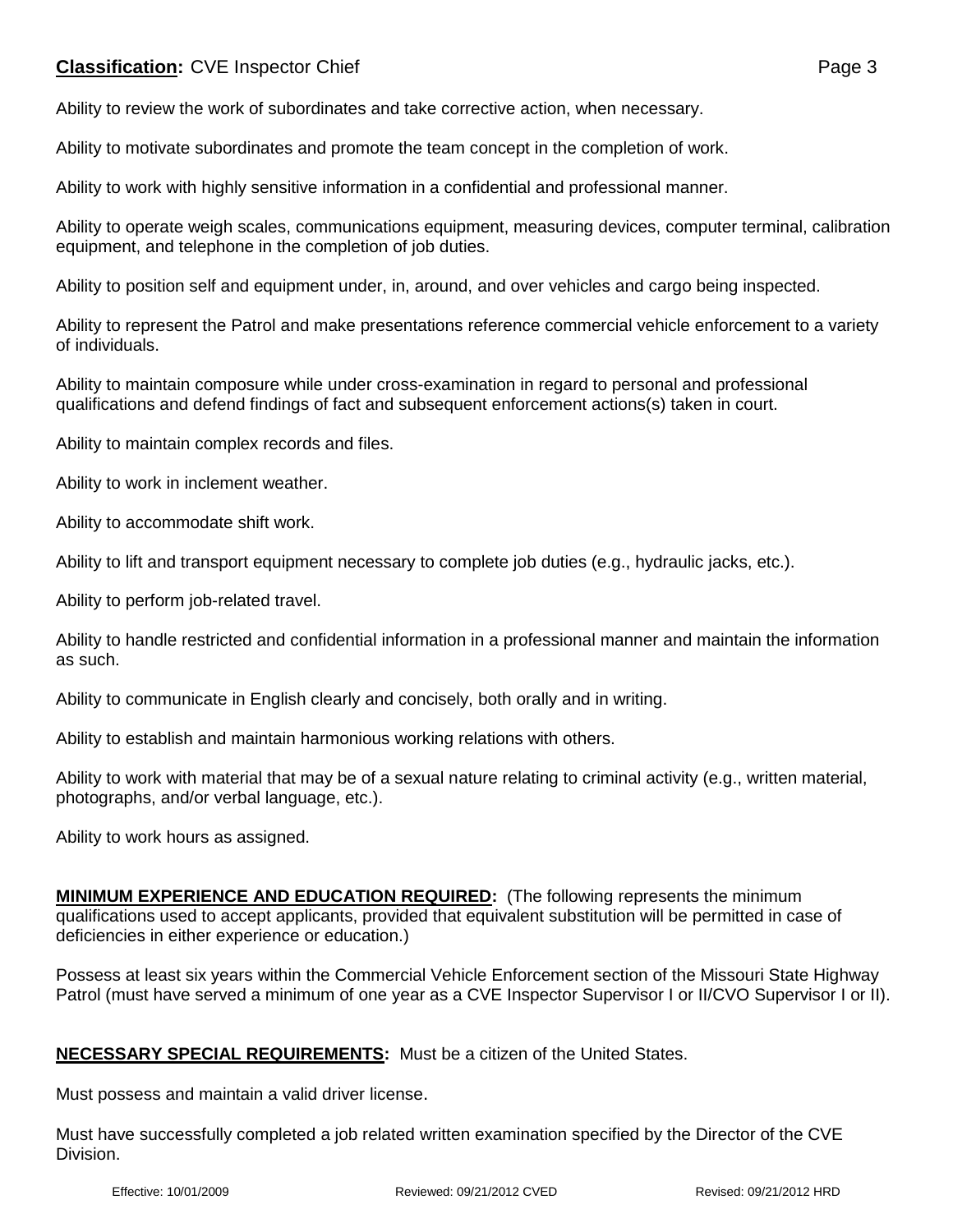Ability to review the work of subordinates and take corrective action, when necessary.

Ability to motivate subordinates and promote the team concept in the completion of work.

Ability to work with highly sensitive information in a confidential and professional manner.

Ability to operate weigh scales, communications equipment, measuring devices, computer terminal, calibration equipment, and telephone in the completion of job duties.

Ability to position self and equipment under, in, around, and over vehicles and cargo being inspected.

Ability to represent the Patrol and make presentations reference commercial vehicle enforcement to a variety of individuals.

Ability to maintain composure while under cross-examination in regard to personal and professional qualifications and defend findings of fact and subsequent enforcement actions(s) taken in court.

Ability to maintain complex records and files.

Ability to work in inclement weather.

Ability to accommodate shift work.

Ability to lift and transport equipment necessary to complete job duties (e.g., hydraulic jacks, etc.).

Ability to perform job-related travel.

Ability to handle restricted and confidential information in a professional manner and maintain the information as such.

Ability to communicate in English clearly and concisely, both orally and in writing.

Ability to establish and maintain harmonious working relations with others.

Ability to work with material that may be of a sexual nature relating to criminal activity (e.g., written material, photographs, and/or verbal language, etc.).

Ability to work hours as assigned.

**MINIMUM EXPERIENCE AND EDUCATION REQUIRED:** (The following represents the minimum qualifications used to accept applicants, provided that equivalent substitution will be permitted in case of deficiencies in either experience or education.)

Possess at least six years within the Commercial Vehicle Enforcement section of the Missouri State Highway Patrol (must have served a minimum of one year as a CVE Inspector Supervisor I or II/CVO Supervisor I or II).

**NECESSARY SPECIAL REQUIREMENTS:** Must be a citizen of the United States.

Must possess and maintain a valid driver license.

Must have successfully completed a job related written examination specified by the Director of the CVE Division.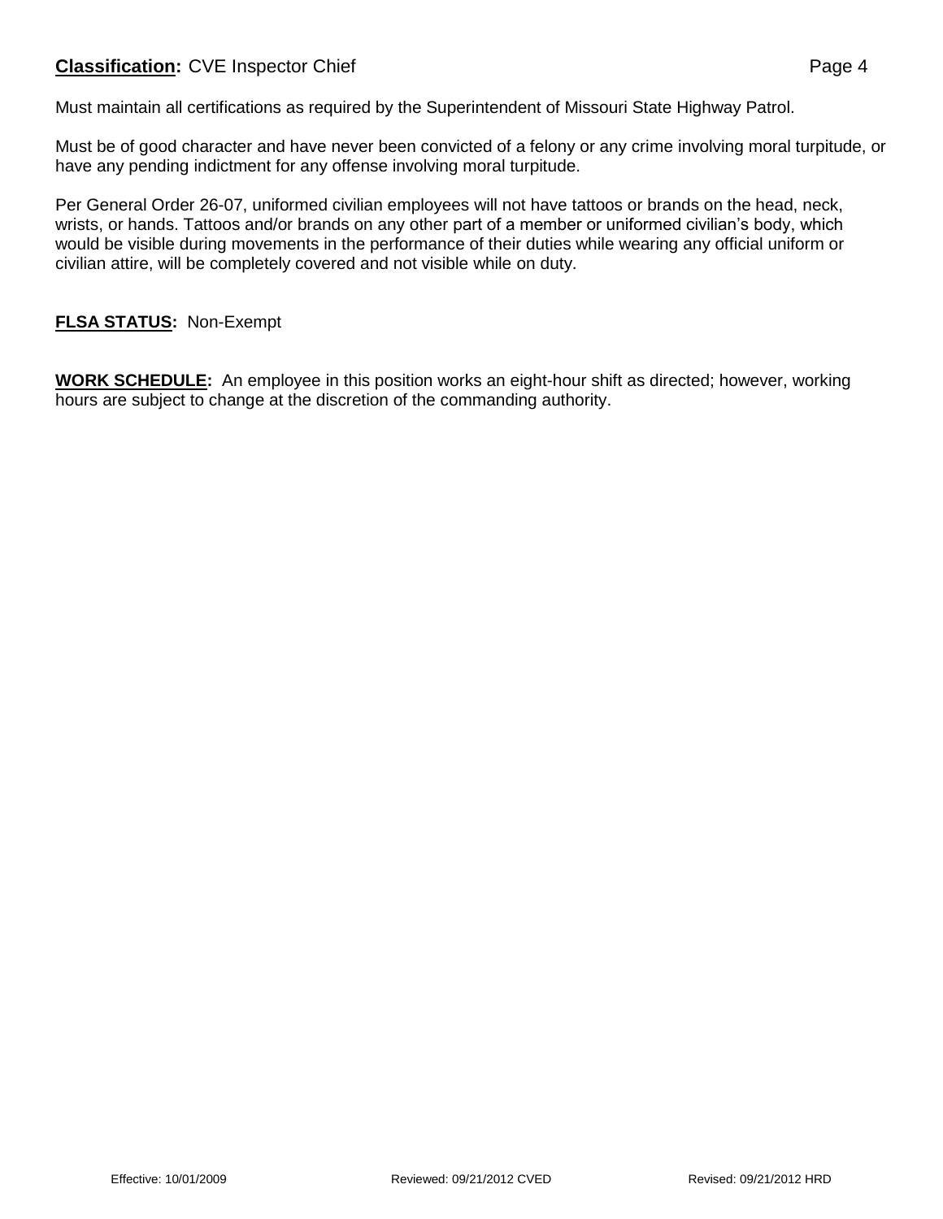Must maintain all certifications as required by the Superintendent of Missouri State Highway Patrol.

Must be of good character and have never been convicted of a felony or any crime involving moral turpitude, or have any pending indictment for any offense involving moral turpitude.

Per General Order 26-07, uniformed civilian employees will not have tattoos or brands on the head, neck, wrists, or hands. Tattoos and/or brands on any other part of a member or uniformed civilian's body, which would be visible during movements in the performance of their duties while wearing any official uniform or civilian attire, will be completely covered and not visible while on duty.

**FLSA STATUS:** Non-Exempt

**WORK SCHEDULE:** An employee in this position works an eight-hour shift as directed; however, working hours are subject to change at the discretion of the commanding authority.

Effective: 10/01/2009 Reviewed: 09/21/2012 CVED Revised: 09/21/2012 HRD